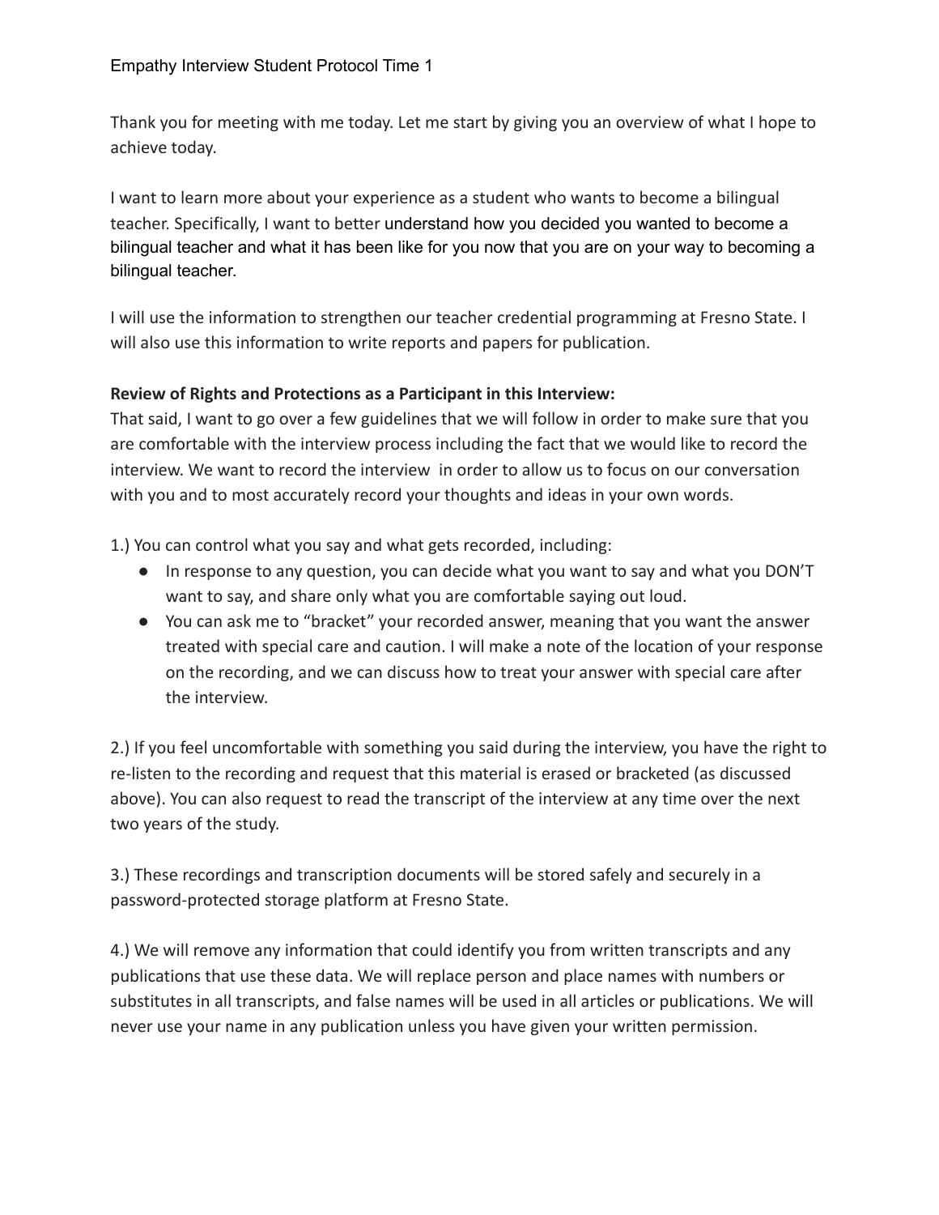# Empathy Interview Student Protocol Time 1

Thank you for meeting with me today. Let me start by giving you an overview of what I hope to achieve today.

I want to learn more about your experience as a student who wants to become a bilingual teacher. Specifically, I want to better understand how you decided you wanted to become a bilingual teacher and what it has been like for you now that you are on your way to becoming a bilingual teacher.

I will use the information to strengthen our teacher credential programming at Fresno State. I will also use this information to write reports and papers for publication.

**Review of Rights and Protections as a Participant in this Interview:**
That said, I want to go over a few guidelines that we will follow in order to make sure that you are comfortable with the interview process including the fact that we would like to record the interview. We want to record the interview in order to allow us to focus on our conversation with you and to most accurately record your thoughts and ideas in your own words.

1.) You can control what you say and what gets recorded, including:

- In response to any question, you can decide what you want to say and what you DON'T want to say, and share only what you are comfortable saying out loud.
- You can ask me to "bracket" your recorded answer, meaning that you want the answer treated with special care and caution. I will make a note of the location of your response on the recording, and we can discuss how to treat your answer with special care after the interview.

2.) If you feel uncomfortable with something you said during the interview, you have the right to re-listen to the recording and request that this material is erased or bracketed (as discussed above). You can also request to read the transcript of the interview at any time over the next two years of the study.

3.) These recordings and transcription documents will be stored safely and securely in a password-protected storage platform at Fresno State.

4.) We will remove any information that could identify you from written transcripts and any publications that use these data. We will replace person and place names with numbers or substitutes in all transcripts, and false names will be used in all articles or publications. We will never use your name in any publication unless you have given your written permission.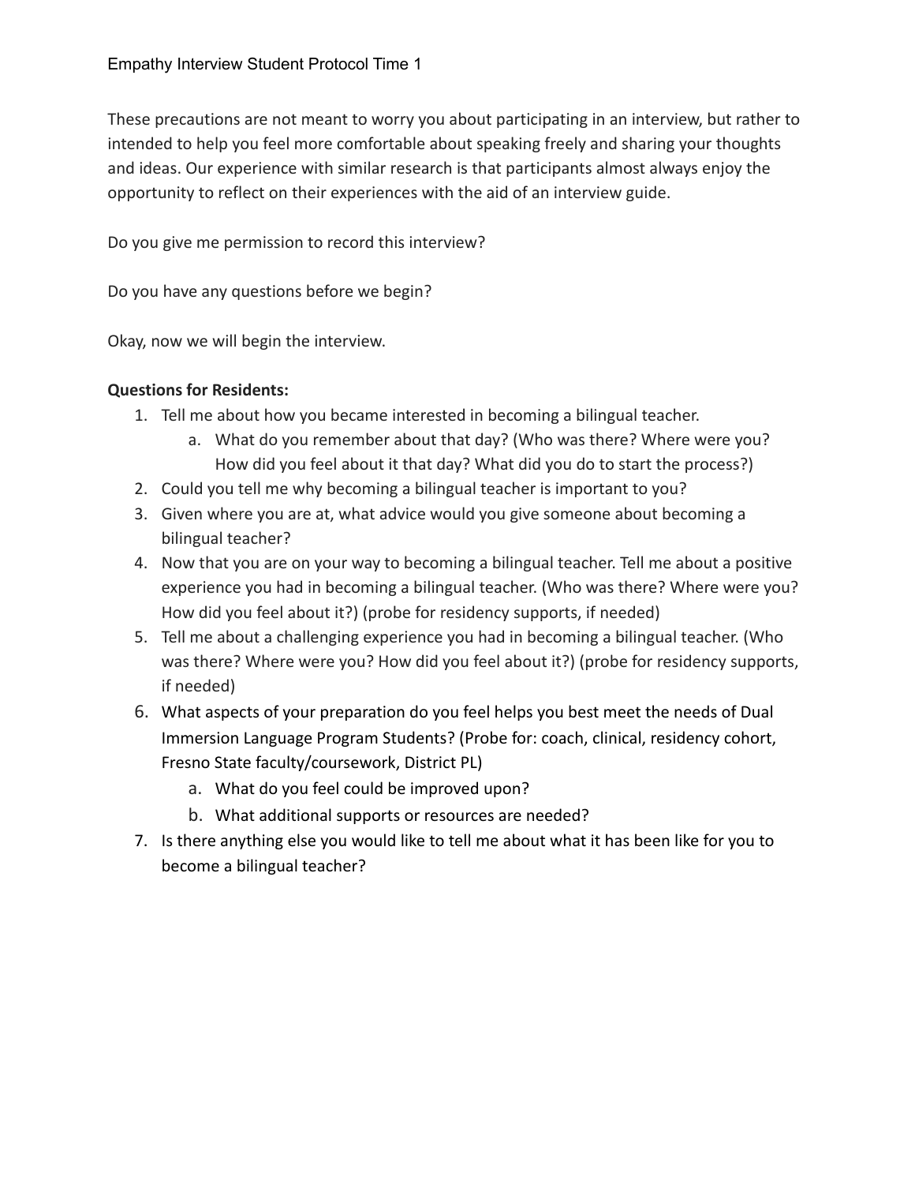Empathy Interview Student Protocol Time 1

These precautions are not meant to worry you about participating in an interview, but rather to intended to help you feel more comfortable about speaking freely and sharing your thoughts and ideas. Our experience with similar research is that participants almost always enjoy the opportunity to reflect on their experiences with the aid of an interview guide.

Do you give me permission to record this interview?

Do you have any questions before we begin?

Okay, now we will begin the interview.

**Questions for Residents:**

1. Tell me about how you became interested in becoming a bilingual teacher.
   a. What do you remember about that day? (Who was there? Where were you? How did you feel about it that day? What did you do to start the process?)
2. Could you tell me why becoming a bilingual teacher is important to you?
3. Given where you are at, what advice would you give someone about becoming a bilingual teacher?
4. Now that you are on your way to becoming a bilingual teacher. Tell me about a positive experience you had in becoming a bilingual teacher. (Who was there? Where were you? How did you feel about it?) (probe for residency supports, if needed)
5. Tell me about a challenging experience you had in becoming a bilingual teacher. (Who was there? Where were you? How did you feel about it?) (probe for residency supports, if needed)
6. What aspects of your preparation do you feel helps you best meet the needs of Dual Immersion Language Program Students? (Probe for: coach, clinical, residency cohort, Fresno State faculty/coursework, District PL)
   a. What do you feel could be improved upon?
   b. What additional supports or resources are needed?
7. Is there anything else you would like to tell me about what it has been like for you to become a bilingual teacher?